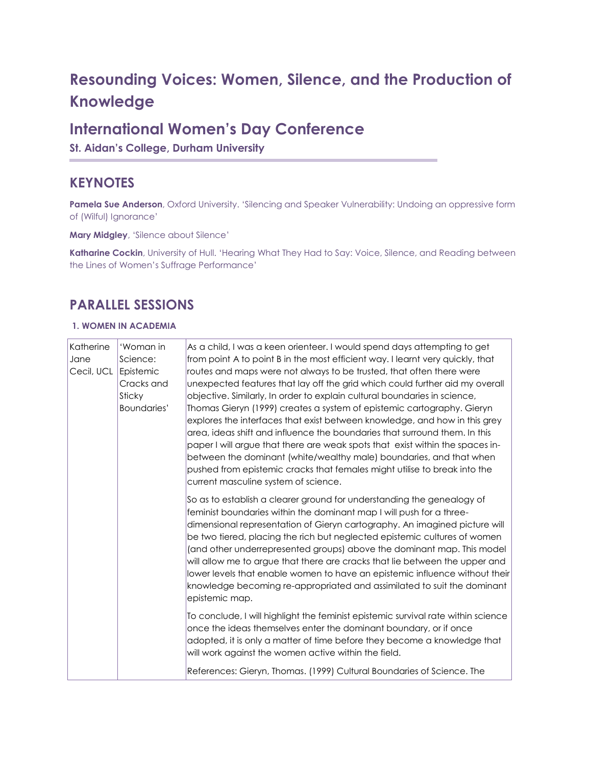# Resounding Voices: Women, Silence, and the Production of Knowledge

# International Women's Day Conference

**St. Aidan's College, Durham University**

## KEYNOTES

**Pamela Sue Anderson**, Oxford University. 'Silencing and Speaker Vulnerability: Undoing an oppressive form of (Wilful) Ignorance'

**Mary Midgley**, 'Silence about Silence'

**Katharine Cockin**, University of Hull. 'Hearing What They Had to Say: Voice, Silence, and Reading between the Lines of Women's Suffrage Performance'

## PARALLEL SESSIONS

### 1. WOMEN IN ACADEMIA

| | | |
|---|---|---|
| Katherine Jane Cecil, UCL | 'Woman in Science: Epistemic Cracks and Sticky Boundaries' | As a child, I was a keen orienteer. I would spend days attempting to get from point A to point B in the most efficient way. I learnt very quickly, that routes and maps were not always to be trusted, that often there were unexpected features that lay off the grid which could further aid my overall objective. Similarly, In order to explain cultural boundaries in science, Thomas Gieryn (1999) creates a system of epistemic cartography. Gieryn explores the interfaces that exist between knowledge, and how in this grey area, ideas shift and influence the boundaries that surround them. In this paper I will argue that there are weak spots that exist within the spaces in-between the dominant (white/wealthy male) boundaries, and that when pushed from epistemic cracks that females might utilise to break into the current masculine system of science.<br><br>So as to establish a clearer ground for understanding the genealogy of feminist boundaries within the dominant map I will push for a three-dimensional representation of Gieryn cartography. An imagined picture will be two tiered, placing the rich but neglected epistemic cultures of women (and other underrepresented groups) above the dominant map. This model will allow me to argue that there are cracks that lie between the upper and lower levels that enable women to have an epistemic influence without their knowledge becoming re-appropriated and assimilated to suit the dominant epistemic map.<br><br>To conclude, I will highlight the feminist epistemic survival rate within science once the ideas themselves enter the dominant boundary, or if once adopted, it is only a matter of time before they become a knowledge that will work against the women active within the field.<br><br>References: Gieryn, Thomas. (1999) Cultural Boundaries of Science. The |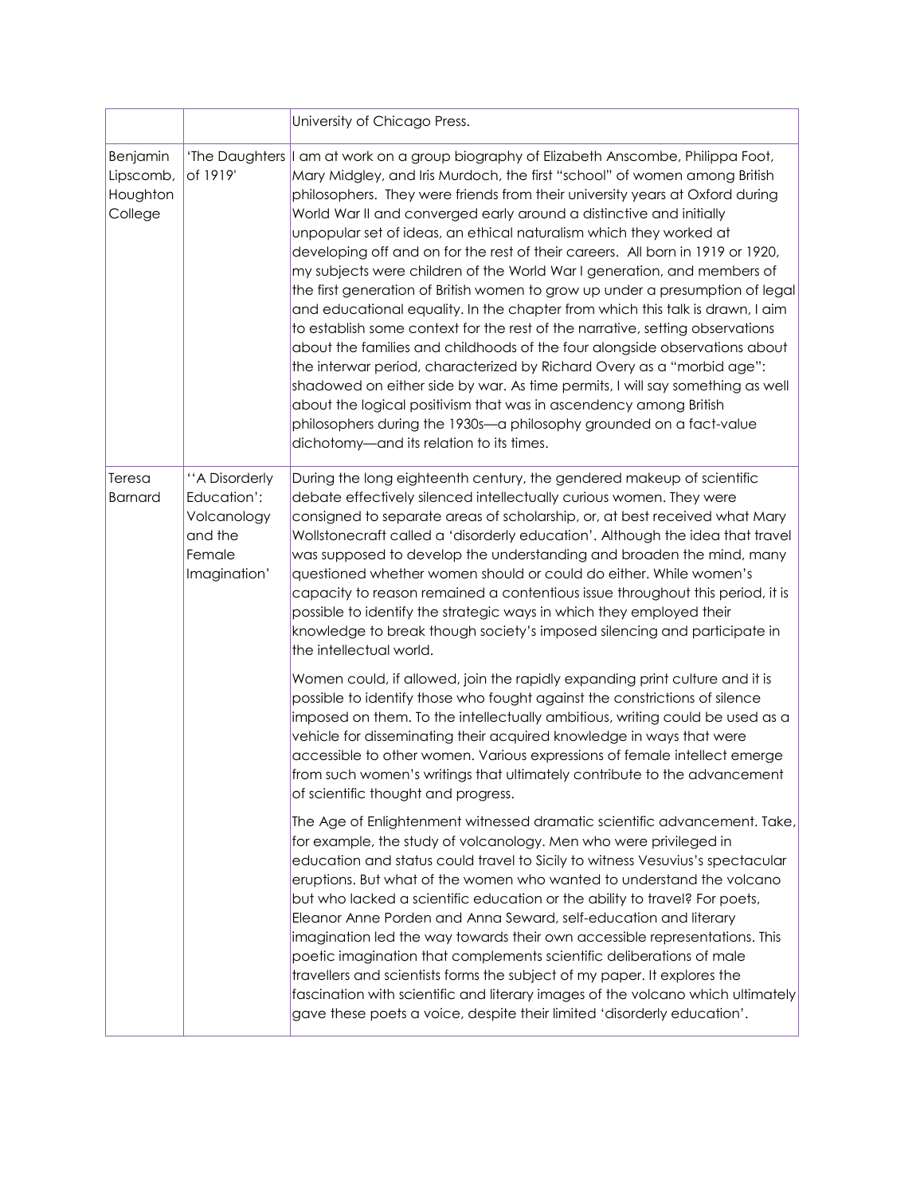| | | |
|---|---|---|
| | | University of Chicago Press. |
| Benjamin Lipscomb, Houghton College | 'The Daughters of 1919' | I am at work on a group biography of Elizabeth Anscombe, Philippa Foot, Mary Midgley, and Iris Murdoch, the first "school" of women among British philosophers. They were friends from their university years at Oxford during World War II and converged early around a distinctive and initially unpopular set of ideas, an ethical naturalism which they worked at developing off and on for the rest of their careers. All born in 1919 or 1920, my subjects were children of the World War I generation, and members of the first generation of British women to grow up under a presumption of legal and educational equality. In the chapter from which this talk is drawn, I aim to establish some context for the rest of the narrative, setting observations about the families and childhoods of the four alongside observations about the interwar period, characterized by Richard Overy as a "morbid age": shadowed on either side by war. As time permits, I will say something as well about the logical positivism that was in ascendency among British philosophers during the 1930s—a philosophy grounded on a fact-value dichotomy—and its relation to its times. |
| Teresa Barnard | ''A Disorderly Education': Volcanology and the Female Imagination' | During the long eighteenth century, the gendered makeup of scientific debate effectively silenced intellectually curious women. They were consigned to separate areas of scholarship, or, at best received what Mary Wollstonecraft called a 'disorderly education'. Although the idea that travel was supposed to develop the understanding and broaden the mind, many questioned whether women should or could do either. While women's capacity to reason remained a contentious issue throughout this period, it is possible to identify the strategic ways in which they employed their knowledge to break though society's imposed silencing and participate in the intellectual world.<br><br>Women could, if allowed, join the rapidly expanding print culture and it is possible to identify those who fought against the constrictions of silence imposed on them. To the intellectually ambitious, writing could be used as a vehicle for disseminating their acquired knowledge in ways that were accessible to other women. Various expressions of female intellect emerge from such women's writings that ultimately contribute to the advancement of scientific thought and progress.<br><br>The Age of Enlightenment witnessed dramatic scientific advancement. Take, for example, the study of volcanology. Men who were privileged in education and status could travel to Sicily to witness Vesuvius's spectacular eruptions. But what of the women who wanted to understand the volcano but who lacked a scientific education or the ability to travel? For poets, Eleanor Anne Porden and Anna Seward, self-education and literary imagination led the way towards their own accessible representations. This poetic imagination that complements scientific deliberations of male travellers and scientists forms the subject of my paper. It explores the fascination with scientific and literary images of the volcano which ultimately gave these poets a voice, despite their limited 'disorderly education'. |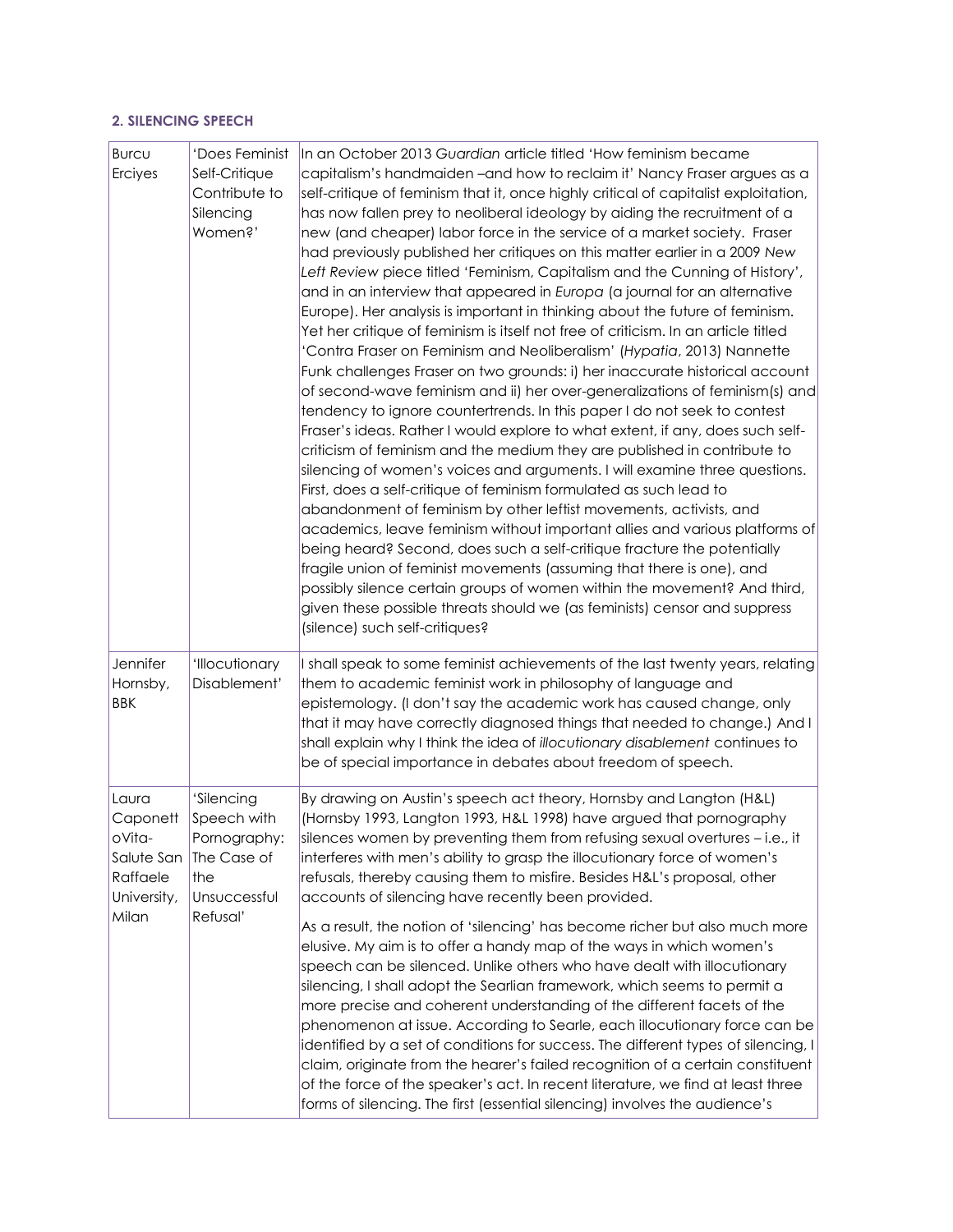## 2. SILENCING SPEECH

| | | |
|---|---|---|
| Burcu Erciyes | 'Does Feminist Self-Critique Contribute to Silencing Women?' | In an October 2013 *Guardian* article titled 'How feminism became capitalism's handmaiden –and how to reclaim it' Nancy Fraser argues as a self-critique of feminism that it, once highly critical of capitalist exploitation, has now fallen prey to neoliberal ideology by aiding the recruitment of a new (and cheaper) labor force in the service of a market society. Fraser had previously published her critiques on this matter earlier in a 2009 *New Left Review* piece titled 'Feminism, Capitalism and the Cunning of History', and in an interview that appeared in *Europa* (a journal for an alternative Europe). Her analysis is important in thinking about the future of feminism. Yet her critique of feminism is itself not free of criticism. In an article titled 'Contra Fraser on Feminism and Neoliberalism' (*Hypatia*, 2013) Nannette Funk challenges Fraser on two grounds: i) her inaccurate historical account of second-wave feminism and ii) her over-generalizations of feminism(s) and tendency to ignore countertrends. In this paper I do not seek to contest Fraser's ideas. Rather I would explore to what extent, if any, does such self-criticism of feminism and the medium they are published in contribute to silencing of women's voices and arguments. I will examine three questions. First, does a self-critique of feminism formulated as such lead to abandonment of feminism by other leftist movements, activists, and academics, leave feminism without important allies and various platforms of being heard? Second, does such a self-critique fracture the potentially fragile union of feminist movements (assuming that there is one), and possibly silence certain groups of women within the movement? And third, given these possible threats should we (as feminists) censor and suppress (silence) such self-critiques? |
| Jennifer Hornsby, BBK | 'Illocutionary Disablement' | I shall speak to some feminist achievements of the last twenty years, relating them to academic feminist work in philosophy of language and epistemology. (I don't say the academic work has caused change, only that it may have correctly diagnosed things that needed to change.) And I shall explain why I think the idea of *illocutionary disablement* continues to be of special importance in debates about freedom of speech. |
| Laura Caponetto Vita-Salute San Raffaele University, Milan | 'Silencing Speech with Pornography: The Case of the Unsuccessful Refusal' | By drawing on Austin's speech act theory, Hornsby and Langton (H&L) (Hornsby 1993, Langton 1993, H&L 1998) have argued that pornography silences women by preventing them from refusing sexual overtures – i.e., it interferes with men's ability to grasp the illocutionary force of women's refusals, thereby causing them to misfire. Besides H&L's proposal, other accounts of silencing have recently been provided.<br><br>As a result, the notion of 'silencing' has become richer but also much more elusive. My aim is to offer a handy map of the ways in which women's speech can be silenced. Unlike others who have dealt with illocutionary silencing, I shall adopt the Searlian framework, which seems to permit a more precise and coherent understanding of the different facets of the phenomenon at issue. According to Searle, each illocutionary force can be identified by a set of conditions for success. The different types of silencing, I claim, originate from the hearer's failed recognition of a certain constituent of the force of the speaker's act. In recent literature, we find at least three forms of silencing. The first (essential silencing) involves the audience's |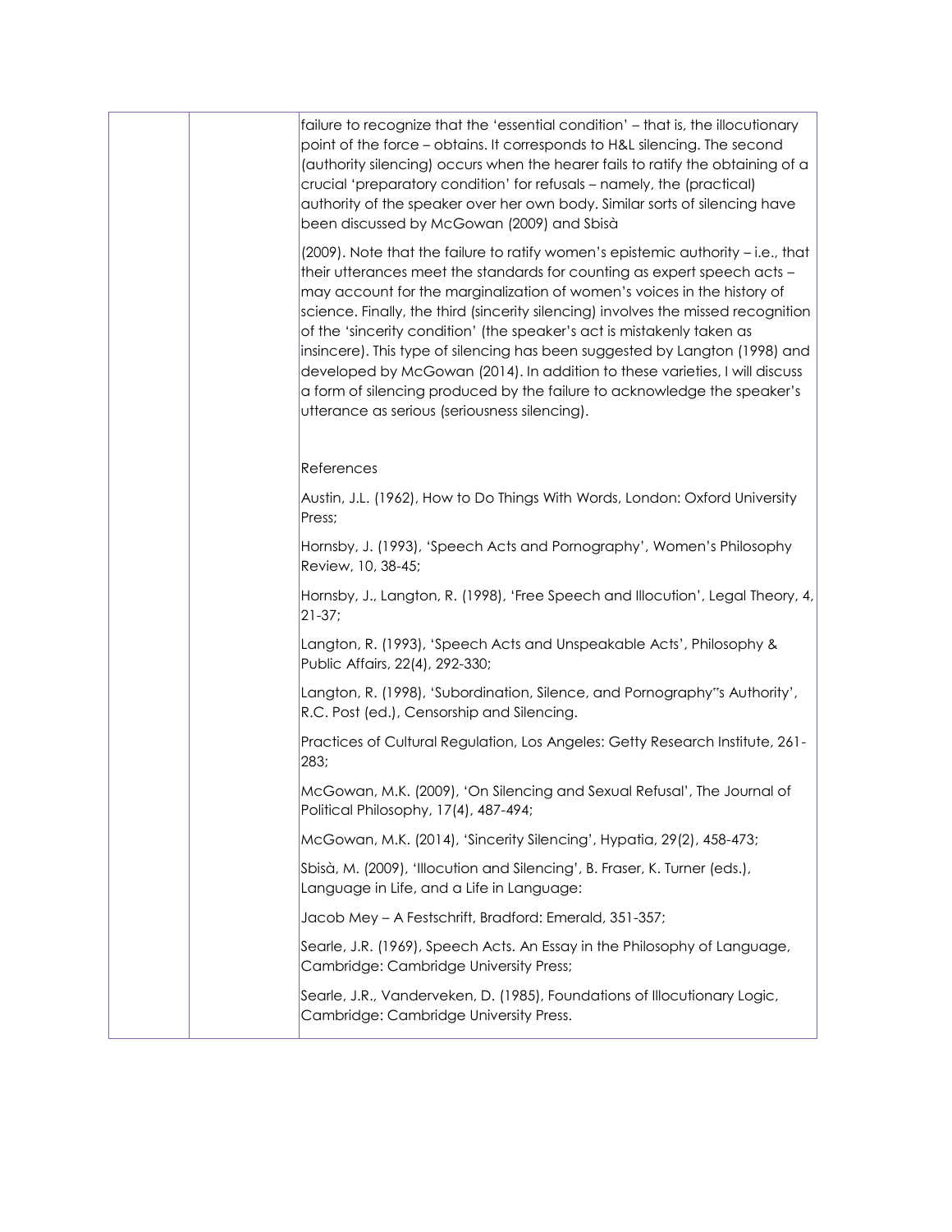failure to recognize that the 'essential condition' – that is, the illocutionary point of the force – obtains. It corresponds to H&L silencing. The second (authority silencing) occurs when the hearer fails to ratify the obtaining of a crucial 'preparatory condition' for refusals – namely, the (practical) authority of the speaker over her own body. Similar sorts of silencing have been discussed by McGowan (2009) and Sbisà (2009). Note that the failure to ratify women's epistemic authority – i.e., that their utterances meet the standards for counting as expert speech acts – may account for the marginalization of women's voices in the history of science. Finally, the third (sincerity silencing) involves the missed recognition of the 'sincerity condition' (the speaker's act is mistakenly taken as insincere). This type of silencing has been suggested by Langton (1998) and developed by McGowan (2014). In addition to these varieties, I will discuss a form of silencing produced by the failure to acknowledge the speaker's utterance as serious (seriousness silencing).

References

Austin, J.L. (1962), How to Do Things With Words, London: Oxford University Press;

Hornsby, J. (1993), 'Speech Acts and Pornography', Women's Philosophy Review, 10, 38-45;

Hornsby, J., Langton, R. (1998), 'Free Speech and Illocution', Legal Theory, 4, 21-37;

Langton, R. (1993), 'Speech Acts and Unspeakable Acts', Philosophy & Public Affairs, 22(4), 292-330;

Langton, R. (1998), 'Subordination, Silence, and Pornography"s Authority', R.C. Post (ed.), Censorship and Silencing.

Practices of Cultural Regulation, Los Angeles: Getty Research Institute, 261-283;

McGowan, M.K. (2009), 'On Silencing and Sexual Refusal', The Journal of Political Philosophy, 17(4), 487-494;

McGowan, M.K. (2014), 'Sincerity Silencing', Hypatia, 29(2), 458-473;

Sbisà, M. (2009), 'Illocution and Silencing', B. Fraser, K. Turner (eds.), Language in Life, and a Life in Language:

Jacob Mey – A Festschrift, Bradford: Emerald, 351-357;

Searle, J.R. (1969), Speech Acts. An Essay in the Philosophy of Language, Cambridge: Cambridge University Press;

Searle, J.R., Vanderveken, D. (1985), Foundations of Illocutionary Logic, Cambridge: Cambridge University Press.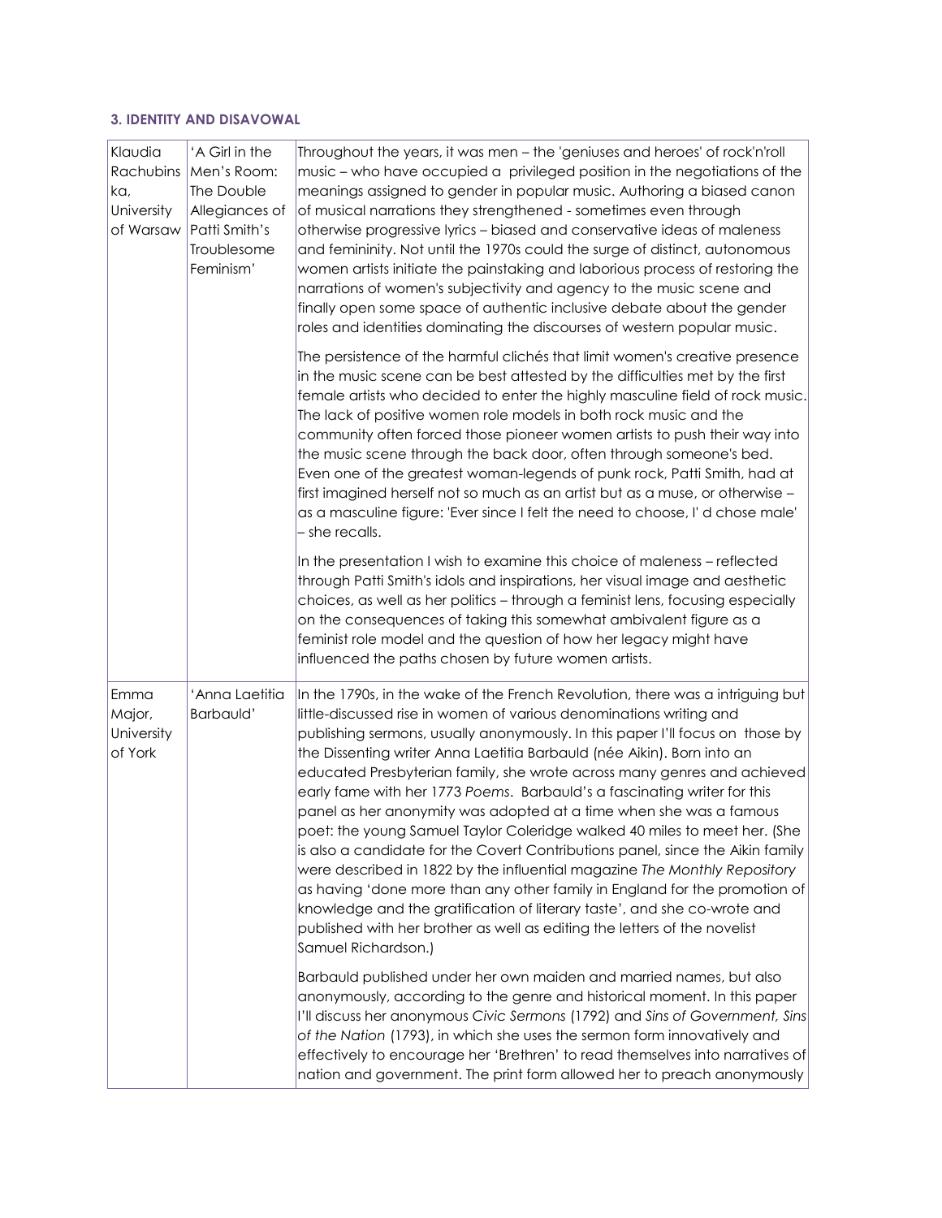**3. IDENTITY AND DISAVOWAL**

| | | |
|---|---|---|
| Klaudia Rachubinska, University of Warsaw | 'A Girl in the Men's Room: The Double Allegiances of Patti Smith's Troublesome Feminism' | Throughout the years, it was men – the 'geniuses and heroes' of rock'n'roll music – who have occupied a privileged position in the negotiations of the meanings assigned to gender in popular music. Authoring a biased canon of musical narrations they strengthened - sometimes even through otherwise progressive lyrics – biased and conservative ideas of maleness and femininity. Not until the 1970s could the surge of distinct, autonomous women artists initiate the painstaking and laborious process of restoring the narrations of women's subjectivity and agency to the music scene and finally open some space of authentic inclusive debate about the gender roles and identities dominating the discourses of western popular music.<br><br>The persistence of the harmful clichés that limit women's creative presence in the music scene can be best attested by the difficulties met by the first female artists who decided to enter the highly masculine field of rock music. The lack of positive women role models in both rock music and the community often forced those pioneer women artists to push their way into the music scene through the back door, often through someone's bed. Even one of the greatest woman-legends of punk rock, Patti Smith, had at first imagined herself not so much as an artist but as a muse, or otherwise – as a masculine figure: 'Ever since I felt the need to choose, I' d chose male' – she recalls.<br><br>In the presentation I wish to examine this choice of maleness – reflected through Patti Smith's idols and inspirations, her visual image and aesthetic choices, as well as her politics – through a feminist lens, focusing especially on the consequences of taking this somewhat ambivalent figure as a feminist role model and the question of how her legacy might have influenced the paths chosen by future women artists. |
| Emma Major, University of York | 'Anna Laetitia Barbauld' | In the 1790s, in the wake of the French Revolution, there was a intriguing but little-discussed rise in women of various denominations writing and publishing sermons, usually anonymously. In this paper I'll focus on those by the Dissenting writer Anna Laetitia Barbauld (née Aikin). Born into an educated Presbyterian family, she wrote across many genres and achieved early fame with her 1773 *Poems*. Barbauld's a fascinating writer for this panel as her anonymity was adopted at a time when she was a famous poet: the young Samuel Taylor Coleridge walked 40 miles to meet her. (She is also a candidate for the Covert Contributions panel, since the Aikin family were described in 1822 by the influential magazine *The Monthly Repository* as having 'done more than any other family in England for the promotion of knowledge and the gratification of literary taste', and she co-wrote and published with her brother as well as editing the letters of the novelist Samuel Richardson.)<br><br>Barbauld published under her own maiden and married names, but also anonymously, according to the genre and historical moment. In this paper I'll discuss her anonymous *Civic Sermons* (1792) and *Sins of Government, Sins of the Nation* (1793), in which she uses the sermon form innovatively and effectively to encourage her 'Brethren' to read themselves into narratives of nation and government. The print form allowed her to preach anonymously |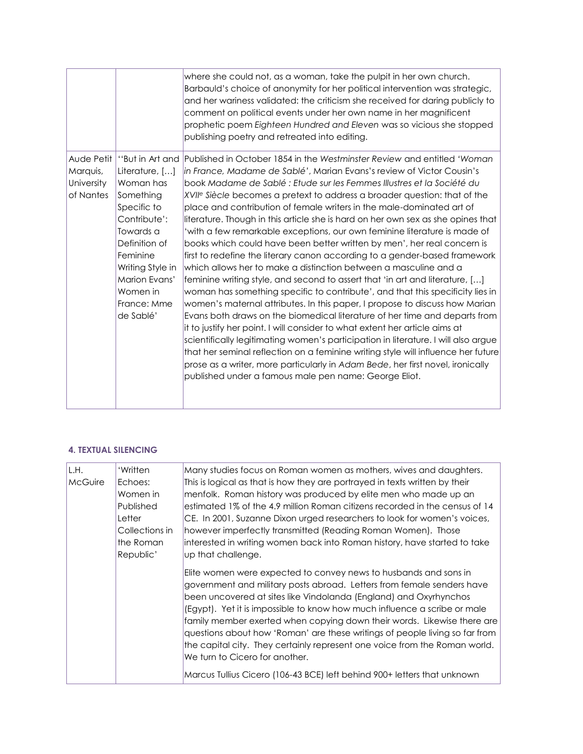| | | |
|---|---|---|
| | | where she could not, as a woman, take the pulpit in her own church. Barbauld's choice of anonymity for her political intervention was strategic, and her wariness validated: the criticism she received for daring publicly to comment on political events under her own name in her magnificent prophetic poem *Eighteen Hundred and Eleven* was so vicious she stopped publishing poetry and retreated into editing. |
| Aude Petit Marquis, University of Nantes | ''But in Art and Literature, […] Woman has Something Specific to Contribute': Towards a Definition of Feminine Writing Style in Marion Evans' Women in France: Mme de Sablé' | Published in October 1854 in the *Westminster Review* and entitled *'Woman in France, Madame de Sablé'*, Marian Evans's review of Victor Cousin's book *Madame de Sablé : Etude sur les Femmes Illustres et la Société du XVII$^{e}$ Siècle* becomes a pretext to address a broader question: that of the place and contribution of female writers in the male-dominated art of literature. Though in this article she is hard on her own sex as she opines that 'with a few remarkable exceptions, our own feminine literature is made of books which could have been better written by men', her real concern is first to redefine the literary canon according to a gender-based framework which allows her to make a distinction between a masculine and a feminine writing style, and second to assert that 'in art and literature, […] woman has something specific to contribute', and that this specificity lies in women's maternal attributes. In this paper, I propose to discuss how Marian Evans both draws on the biomedical literature of her time and departs from it to justify her point. I will consider to what extent her article aims at scientifically legitimating women's participation in literature. I will also argue that her seminal reflection on a feminine writing style will influence her future prose as a writer, more particularly in *Adam Bede*, her first novel, ironically published under a famous male pen name: George Eliot. |

#### 4. TEXTUAL SILENCING

| | | |
|---|---|---|
| L.H. McGuire | 'Written Echoes: Women in Published Letter Collections in the Roman Republic' | Many studies focus on Roman women as mothers, wives and daughters. This is logical as that is how they are portrayed in texts written by their menfolk. Roman history was produced by elite men who made up an estimated 1% of the 4.9 million Roman citizens recorded in the census of 14 CE. In 2001, Suzanne Dixon urged researchers to look for women's voices, however imperfectly transmitted (Reading Roman Women). Those interested in writing women back into Roman history, have started to take up that challenge.<br><br>Elite women were expected to convey news to husbands and sons in government and military posts abroad. Letters from female senders have been uncovered at sites like Vindolanda (England) and Oxyrhynchos (Egypt). Yet it is impossible to know how much influence a scribe or male family member exerted when copying down their words. Likewise there are questions about how 'Roman' are these writings of people living so far from the capital city. They certainly represent one voice from the Roman world. We turn to Cicero for another.<br><br>Marcus Tullius Cicero (106-43 BCE) left behind 900+ letters that unknown |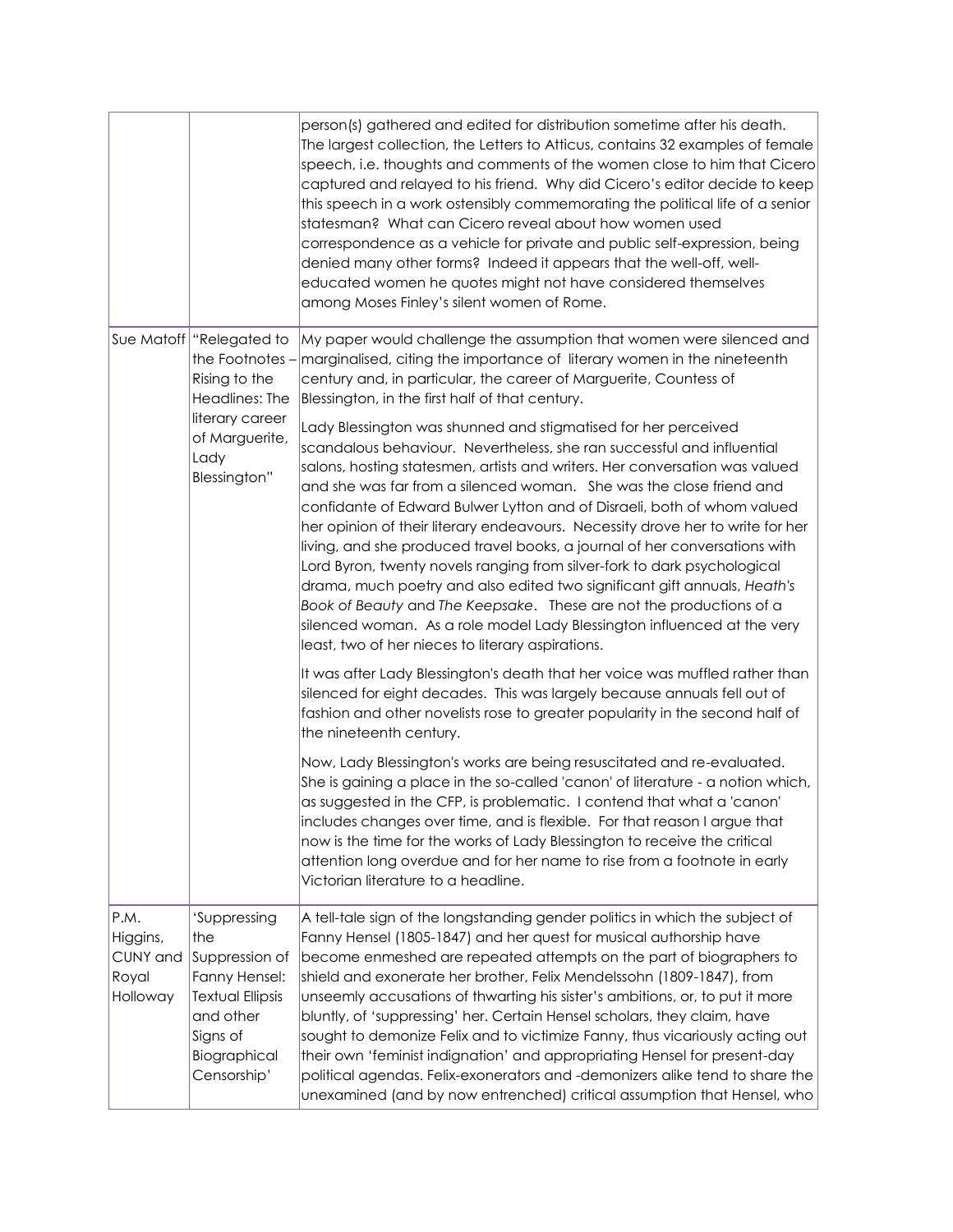| | | |
|---|---|---|
| | | person(s) gathered and edited for distribution sometime after his death. The largest collection, the Letters to Atticus, contains 32 examples of female speech, i.e. thoughts and comments of the women close to him that Cicero captured and relayed to his friend. Why did Cicero's editor decide to keep this speech in a work ostensibly commemorating the political life of a senior statesman? What can Cicero reveal about how women used correspondence as a vehicle for private and public self-expression, being denied many other forms? Indeed it appears that the well-off, well-educated women he quotes might not have considered themselves among Moses Finley's silent women of Rome. |
| Sue Matoff | "Relegated to the Footnotes – Rising to the Headlines: The literary career of Marguerite, Lady Blessington" | My paper would challenge the assumption that women were silenced and marginalised, citing the importance of literary women in the nineteenth century and, in particular, the career of Marguerite, Countess of Blessington, in the first half of that century.<br><br>Lady Blessington was shunned and stigmatised for her perceived scandalous behaviour. Nevertheless, she ran successful and influential salons, hosting statesmen, artists and writers. Her conversation was valued and she was far from a silenced woman. She was the close friend and confidante of Edward Bulwer Lytton and of Disraeli, both of whom valued her opinion of their literary endeavours. Necessity drove her to write for her living, and she produced travel books, a journal of her conversations with Lord Byron, twenty novels ranging from silver-fork to dark psychological drama, much poetry and also edited two significant gift annuals, *Heath's Book of Beauty* and *The Keepsake*. These are not the productions of a silenced woman. As a role model Lady Blessington influenced at the very least, two of her nieces to literary aspirations.<br><br>It was after Lady Blessington's death that her voice was muffled rather than silenced for eight decades. This was largely because annuals fell out of fashion and other novelists rose to greater popularity in the second half of the nineteenth century.<br><br>Now, Lady Blessington's works are being resuscitated and re-evaluated. She is gaining a place in the so-called 'canon' of literature - a notion which, as suggested in the CFP, is problematic. I contend that what a 'canon' includes changes over time, and is flexible. For that reason I argue that now is the time for the works of Lady Blessington to receive the critical attention long overdue and for her name to rise from a footnote in early Victorian literature to a headline. |
| P.M. Higgins, CUNY and Royal Holloway | 'Suppressing the Suppression of Fanny Hensel: Textual Ellipsis and other Signs of Biographical Censorship' | A tell-tale sign of the longstanding gender politics in which the subject of Fanny Hensel (1805-1847) and her quest for musical authorship have become enmeshed are repeated attempts on the part of biographers to shield and exonerate her brother, Felix Mendelssohn (1809-1847), from unseemly accusations of thwarting his sister's ambitions, or, to put it more bluntly, of 'suppressing' her. Certain Hensel scholars, they claim, have sought to demonize Felix and to victimize Fanny, thus vicariously acting out their own 'feminist indignation' and appropriating Hensel for present-day political agendas. Felix-exonerators and -demonizers alike tend to share the unexamined (and by now entrenched) critical assumption that Hensel, who |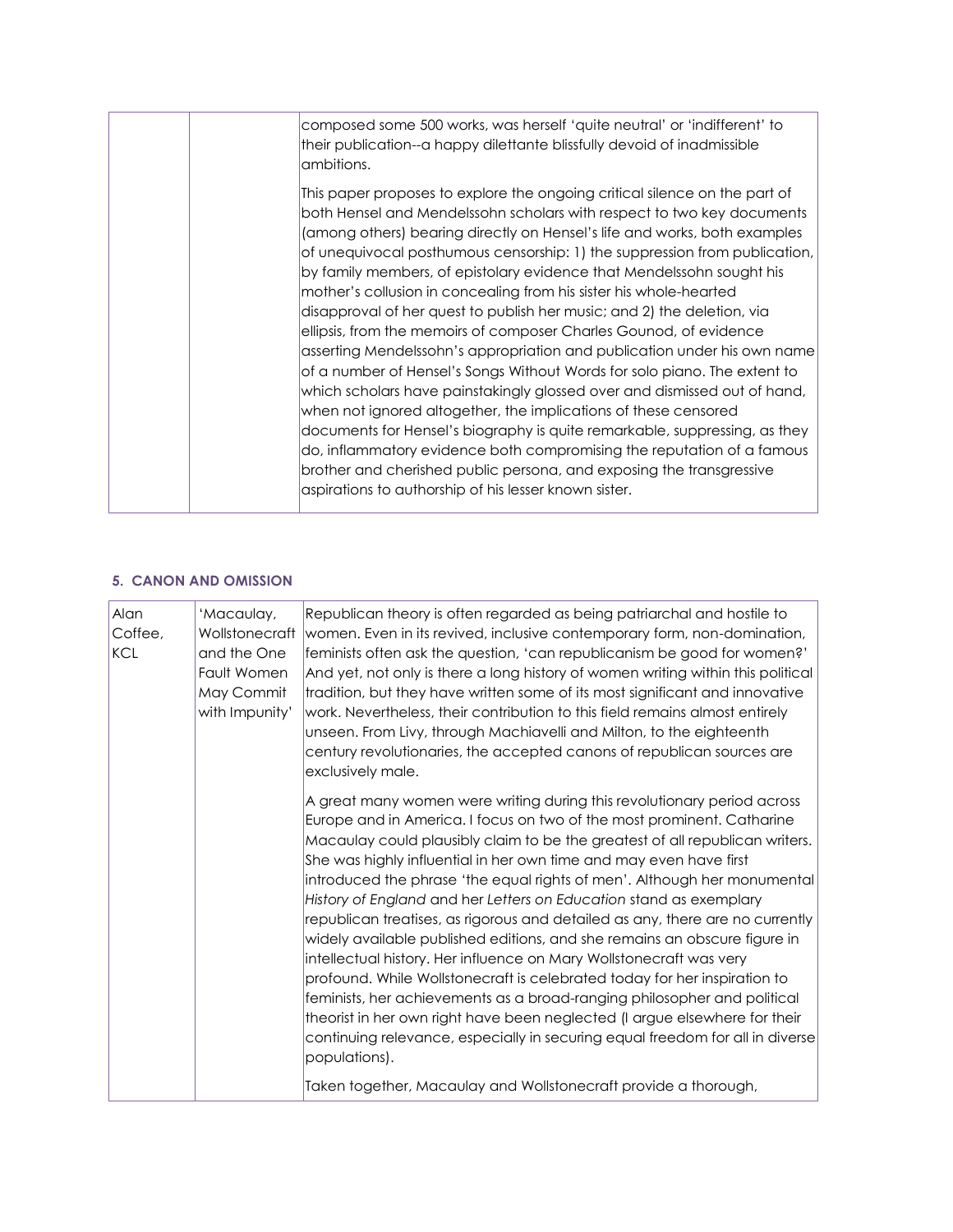| | | |
|---|---|---|
| | | composed some 500 works, was herself 'quite neutral' or 'indifferent' to their publication--a happy dilettante blissfully devoid of inadmissible ambitions.<br><br>This paper proposes to explore the ongoing critical silence on the part of both Hensel and Mendelssohn scholars with respect to two key documents (among others) bearing directly on Hensel's life and works, both examples of unequivocal posthumous censorship: 1) the suppression from publication, by family members, of epistolary evidence that Mendelssohn sought his mother's collusion in concealing from his sister his whole-hearted disapproval of her quest to publish her music; and 2) the deletion, via ellipsis, from the memoirs of composer Charles Gounod, of evidence asserting Mendelssohn's appropriation and publication under his own name of a number of Hensel's Songs Without Words for solo piano. The extent to which scholars have painstakingly glossed over and dismissed out of hand, when not ignored altogether, the implications of these censored documents for Hensel's biography is quite remarkable, suppressing, as they do, inflammatory evidence both compromising the reputation of a famous brother and cherished public persona, and exposing the transgressive aspirations to authorship of his lesser known sister. |

### 5. CANON AND OMISSION

| | | |
|---|---|---|
| Alan Coffee, KCL | 'Macaulay, Wollstonecraft and the One Fault Women May Commit with Impunity' | Republican theory is often regarded as being patriarchal and hostile to women. Even in its revived, inclusive contemporary form, non-domination, feminists often ask the question, 'can republicanism be good for women?' And yet, not only is there a long history of women writing within this political tradition, but they have written some of its most significant and innovative work. Nevertheless, their contribution to this field remains almost entirely unseen. From Livy, through Machiavelli and Milton, to the eighteenth century revolutionaries, the accepted canons of republican sources are exclusively male.<br><br>A great many women were writing during this revolutionary period across Europe and in America. I focus on two of the most prominent. Catharine Macaulay could plausibly claim to be the greatest of all republican writers. She was highly influential in her own time and may even have first introduced the phrase 'the equal rights of men'. Although her monumental *History of England* and her *Letters on Education* stand as exemplary republican treatises, as rigorous and detailed as any, there are no currently widely available published editions, and she remains an obscure figure in intellectual history. Her influence on Mary Wollstonecraft was very profound. While Wollstonecraft is celebrated today for her inspiration to feminists, her achievements as a broad-ranging philosopher and political theorist in her own right have been neglected (I argue elsewhere for their continuing relevance, especially in securing equal freedom for all in diverse populations).<br><br>Taken together, Macaulay and Wollstonecraft provide a thorough, |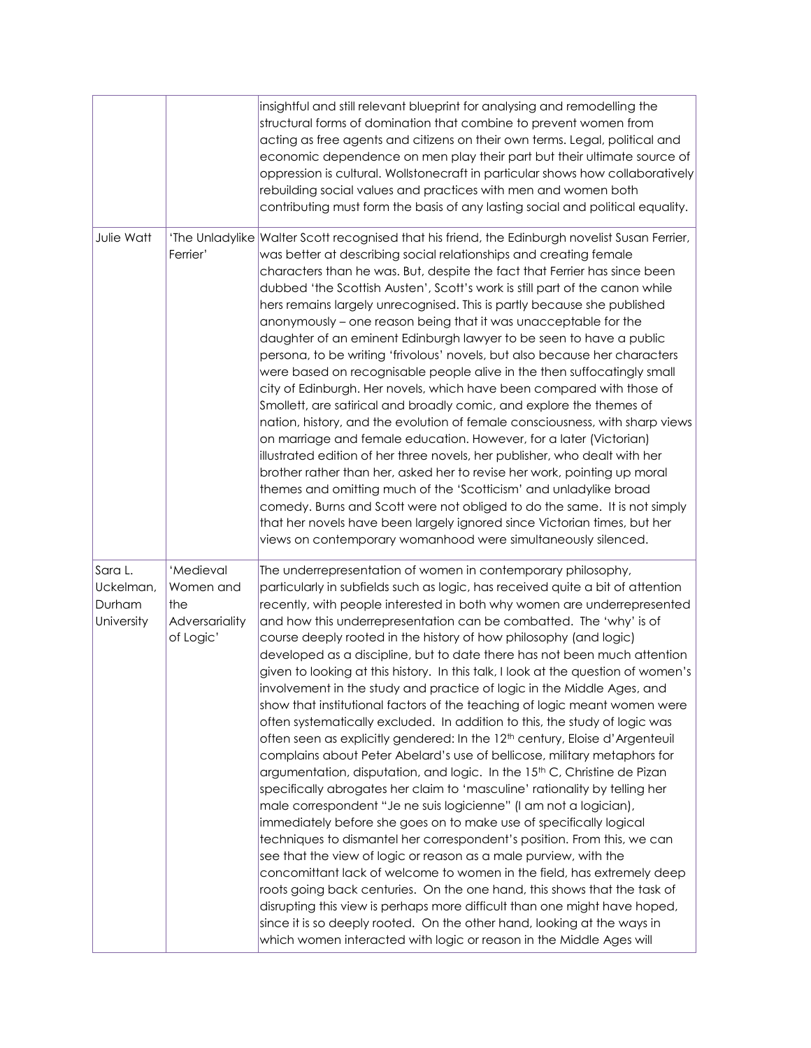| | | |
|---|---|---|
| | | insightful and still relevant blueprint for analysing and remodelling the structural forms of domination that combine to prevent women from acting as free agents and citizens on their own terms. Legal, political and economic dependence on men play their part but their ultimate source of oppression is cultural. Wollstonecraft in particular shows how collaboratively rebuilding social values and practices with men and women both contributing must form the basis of any lasting social and political equality. |
| Julie Watt | 'The Unladylike Ferrier' | Walter Scott recognised that his friend, the Edinburgh novelist Susan Ferrier, was better at describing social relationships and creating female characters than he was. But, despite the fact that Ferrier has since been dubbed 'the Scottish Austen', Scott's work is still part of the canon while hers remains largely unrecognised. This is partly because she published anonymously – one reason being that it was unacceptable for the daughter of an eminent Edinburgh lawyer to be seen to have a public persona, to be writing 'frivolous' novels, but also because her characters were based on recognisable people alive in the then suffocatingly small city of Edinburgh. Her novels, which have been compared with those of Smollett, are satirical and broadly comic, and explore the themes of nation, history, and the evolution of female consciousness, with sharp views on marriage and female education. However, for a later (Victorian) illustrated edition of her three novels, her publisher, who dealt with her brother rather than her, asked her to revise her work, pointing up moral themes and omitting much of the 'Scotticism' and unladylike broad comedy. Burns and Scott were not obliged to do the same. It is not simply that her novels have been largely ignored since Victorian times, but her views on contemporary womanhood were simultaneously silenced. |
| Sara L. Uckelman, Durham University | 'Medieval Women and the Adversariality of Logic' | The underrepresentation of women in contemporary philosophy, particularly in subfields such as logic, has received quite a bit of attention recently, with people interested in both why women are underrepresented and how this underrepresentation can be combatted. The 'why' is of course deeply rooted in the history of how philosophy (and logic) developed as a discipline, but to date there has not been much attention given to looking at this history. In this talk, I look at the question of women's involvement in the study and practice of logic in the Middle Ages, and show that institutional factors of the teaching of logic meant women were often systematically excluded. In addition to this, the study of logic was often seen as explicitly gendered: In the 12th century, Eloise d'Argenteuil complains about Peter Abelard's use of bellicose, military metaphors for argumentation, disputation, and logic. In the 15th C, Christine de Pizan specifically abrogates her claim to 'masculine' rationality by telling her male correspondent "Je ne suis logicienne" (I am not a logician), immediately before she goes on to make use of specifically logical techniques to dismantel her correspondent's position. From this, we can see that the view of logic or reason as a male purview, with the concomittant lack of welcome to women in the field, has extremely deep roots going back centuries. On the one hand, this shows that the task of disrupting this view is perhaps more difficult than one might have hoped, since it is so deeply rooted. On the other hand, looking at the ways in which women interacted with logic or reason in the Middle Ages will |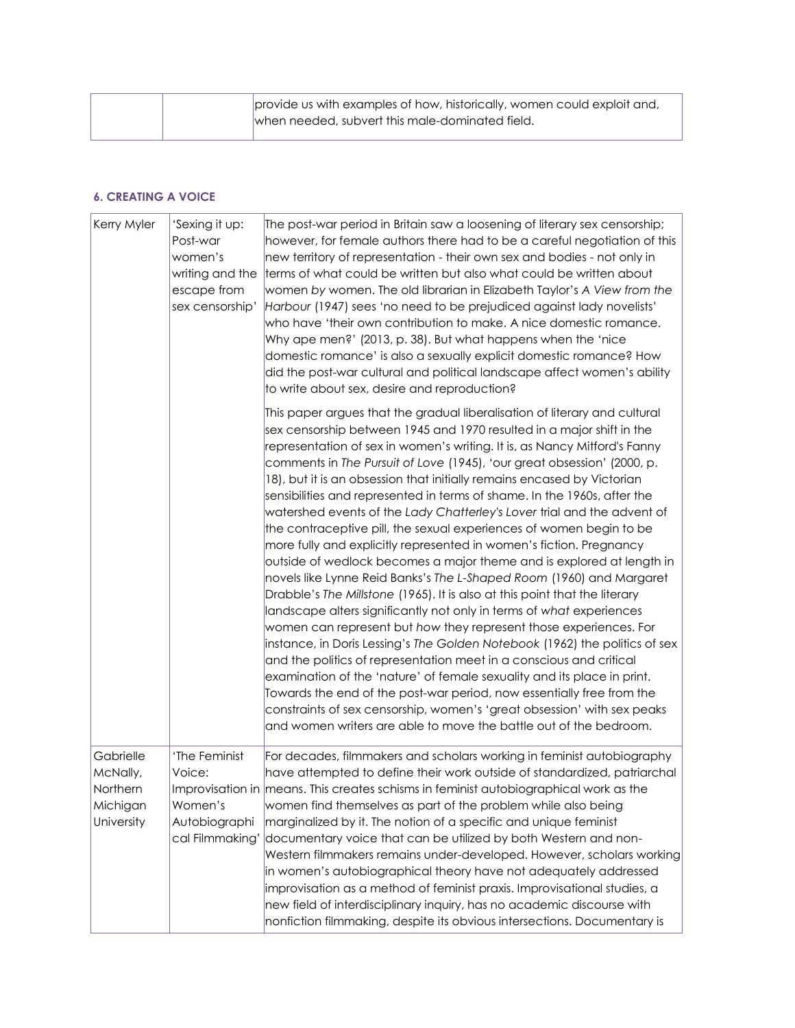| | | |
|---|---|---|
| | | provide us with examples of how, historically, women could exploit and, when needed, subvert this male-dominated field. |

#### 6. CREATING A VOICE

| | | |
|---|---|---|
| Kerry Myler | 'Sexing it up: Post-war women's writing and the escape from sex censorship' | The post-war period in Britain saw a loosening of literary sex censorship; however, for female authors there had to be a careful negotiation of this new territory of representation - their own sex and bodies - not only in terms of what could be written but also what could be written about women *by* women. The old librarian in Elizabeth Taylor's *A View from the Harbour* (1947) sees 'no need to be prejudiced against lady novelists' who have 'their own contribution to make. A nice domestic romance. Why ape men?' (2013, p. 38). But what happens when the 'nice domestic romance' is also a sexually explicit domestic romance? How did the post-war cultural and political landscape affect women's ability to write about sex, desire and reproduction?<br><br>This paper argues that the gradual liberalisation of literary and cultural sex censorship between 1945 and 1970 resulted in a major shift in the representation of sex in women's writing. It is, as Nancy Mitford's Fanny comments in *The Pursuit of Love* (1945), 'our great obsession' (2000, p. 18), but it is an obsession that initially remains encased by Victorian sensibilities and represented in terms of shame. In the 1960s, after the watershed events of the *Lady Chatterley's Lover* trial and the advent of the contraceptive pill, the sexual experiences of women begin to be more fully and explicitly represented in women's fiction. Pregnancy outside of wedlock becomes a major theme and is explored at length in novels like Lynne Reid Banks's *The L-Shaped Room* (1960) and Margaret Drabble's *The Millstone* (1965). It is also at this point that the literary landscape alters significantly not only in terms of *what* experiences women can represent but *how* they represent those experiences. For instance, in Doris Lessing's *The Golden Notebook* (1962) the politics of sex and the politics of representation meet in a conscious and critical examination of the 'nature' of female sexuality and its place in print. Towards the end of the post-war period, now essentially free from the constraints of sex censorship, women's 'great obsession' with sex peaks and women writers are able to move the battle out of the bedroom. |
| Gabrielle McNally, Northern Michigan University | 'The Feminist Voice: Improvisation in Women's Autobiographical Filmmaking' | For decades, filmmakers and scholars working in feminist autobiography have attempted to define their work outside of standardized, patriarchal means. This creates schisms in feminist autobiographical work as the women find themselves as part of the problem while also being marginalized by it. The notion of a specific and unique feminist documentary voice that can be utilized by both Western and non-Western filmmakers remains under-developed. However, scholars working in women's autobiographical theory have not adequately addressed improvisation as a method of feminist praxis. Improvisational studies, a new field of interdisciplinary inquiry, has no academic discourse with nonfiction filmmaking, despite its obvious intersections. Documentary is |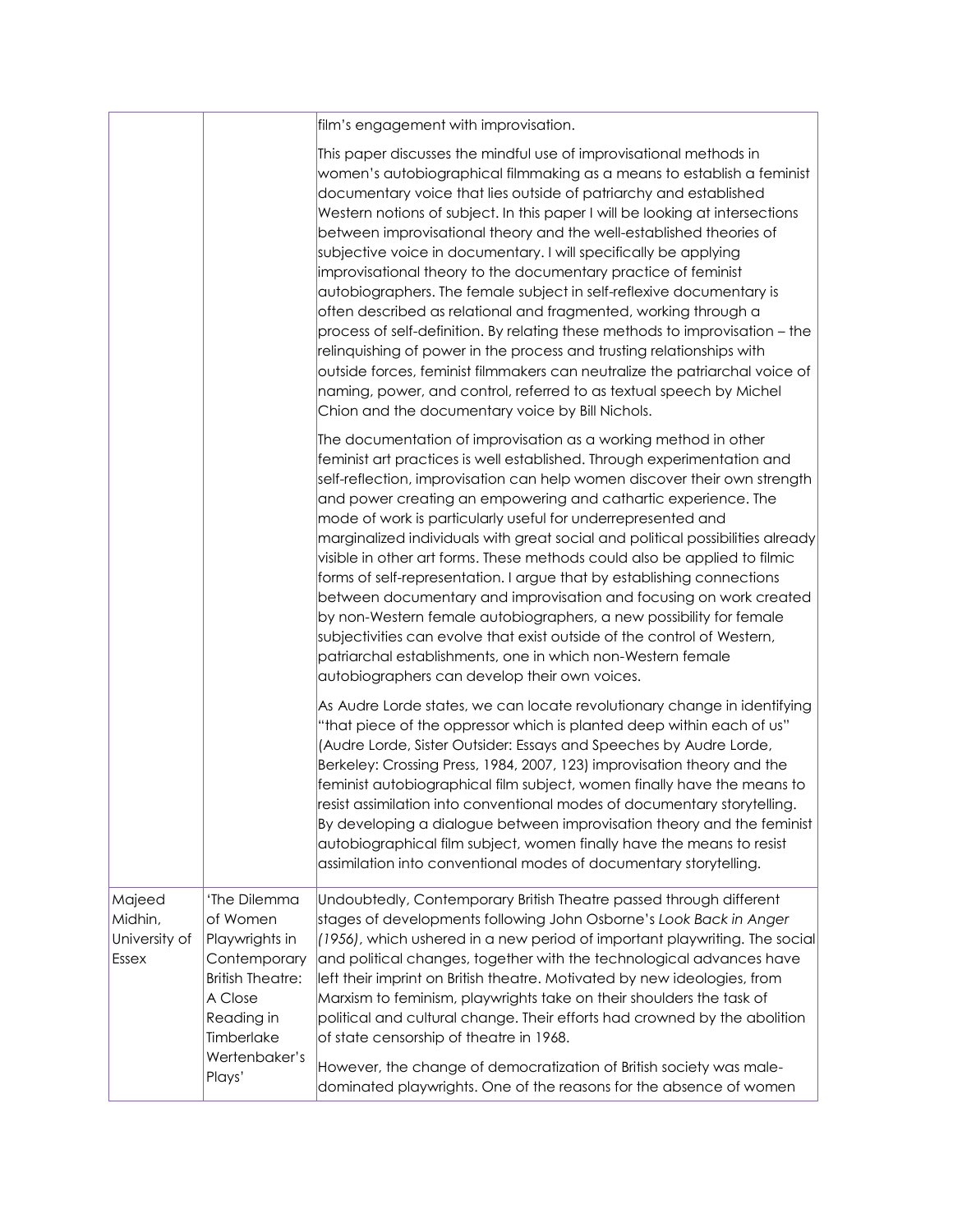| | | |
|---|---|---|
| | | film's engagement with improvisation.<br><br>This paper discusses the mindful use of improvisational methods in women's autobiographical filmmaking as a means to establish a feminist documentary voice that lies outside of patriarchy and established Western notions of subject. In this paper I will be looking at intersections between improvisational theory and the well-established theories of subjective voice in documentary. I will specifically be applying improvisational theory to the documentary practice of feminist autobiographers. The female subject in self-reflexive documentary is often described as relational and fragmented, working through a process of self-definition. By relating these methods to improvisation – the relinquishing of power in the process and trusting relationships with outside forces, feminist filmmakers can neutralize the patriarchal voice of naming, power, and control, referred to as textual speech by Michel Chion and the documentary voice by Bill Nichols.<br><br>The documentation of improvisation as a working method in other feminist art practices is well established. Through experimentation and self-reflection, improvisation can help women discover their own strength and power creating an empowering and cathartic experience. The mode of work is particularly useful for underrepresented and marginalized individuals with great social and political possibilities already visible in other art forms. These methods could also be applied to filmic forms of self-representation. I argue that by establishing connections between documentary and improvisation and focusing on work created by non-Western female autobiographers, a new possibility for female subjectivities can evolve that exist outside of the control of Western, patriarchal establishments, one in which non-Western female autobiographers can develop their own voices.<br><br>As Audre Lorde states, we can locate revolutionary change in identifying "that piece of the oppressor which is planted deep within each of us" (Audre Lorde, Sister Outsider: Essays and Speeches by Audre Lorde, Berkeley: Crossing Press, 1984, 2007, 123) improvisation theory and the feminist autobiographical film subject, women finally have the means to resist assimilation into conventional modes of documentary storytelling. By developing a dialogue between improvisation theory and the feminist autobiographical film subject, women finally have the means to resist assimilation into conventional modes of documentary storytelling. |
| Majeed Midhin, University of Essex | 'The Dilemma of Women Playwrights in Contemporary British Theatre: A Close Reading in Timberlake Wertenbaker's Plays' | Undoubtedly, Contemporary British Theatre passed through different stages of developments following John Osborne's *Look Back in Anger (1956)*, which ushered in a new period of important playwriting. The social and political changes, together with the technological advances have left their imprint on British theatre. Motivated by new ideologies, from Marxism to feminism, playwrights take on their shoulders the task of political and cultural change. Their efforts had crowned by the abolition of state censorship of theatre in 1968.<br><br>However, the change of democratization of British society was male-dominated playwrights. One of the reasons for the absence of women |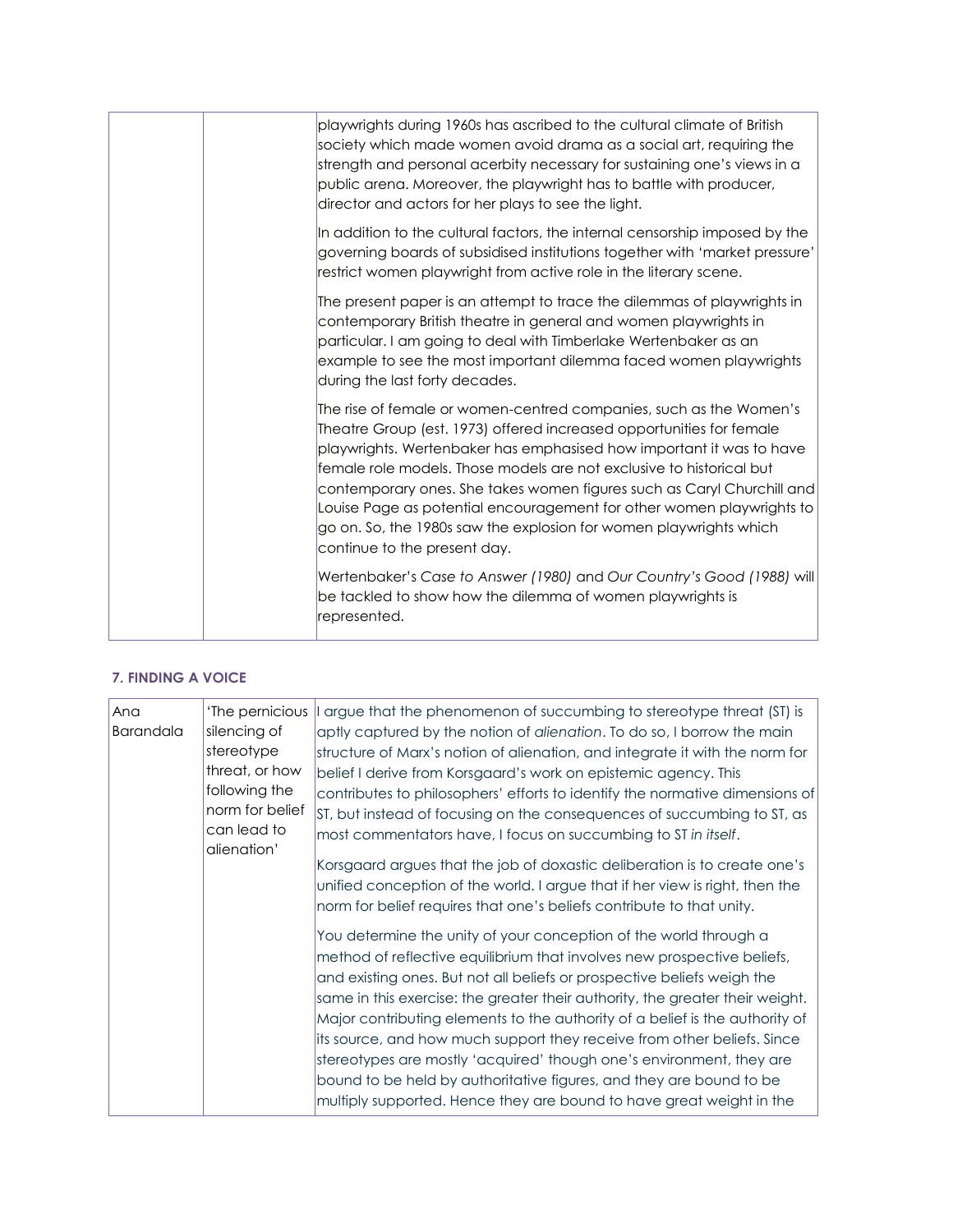| | | |
|---|---|---|
| | | playwrights during 1960s has ascribed to the cultural climate of British society which made women avoid drama as a social art, requiring the strength and personal acerbity necessary for sustaining one's views in a public arena. Moreover, the playwright has to battle with producer, director and actors for her plays to see the light.<br><br>In addition to the cultural factors, the internal censorship imposed by the governing boards of subsidised institutions together with 'market pressure' restrict women playwright from active role in the literary scene.<br><br>The present paper is an attempt to trace the dilemmas of playwrights in contemporary British theatre in general and women playwrights in particular. I am going to deal with Timberlake Wertenbaker as an example to see the most important dilemma faced women playwrights during the last forty decades.<br><br>The rise of female or women-centred companies, such as the Women's Theatre Group (est. 1973) offered increased opportunities for female playwrights. Wertenbaker has emphasised how important it was to have female role models. Those models are not exclusive to historical but contemporary ones. She takes women figures such as Caryl Churchill and Louise Page as potential encouragement for other women playwrights to go on. So, the 1980s saw the explosion for women playwrights which continue to the present day.<br><br>Wertenbaker's *Case to Answer (1980)* and *Our Country's Good (1988)* will be tackled to show how the dilemma of women playwrights is represented. |

## 7. FINDING A VOICE

| | | |
|---|---|---|
| Ana Barandala | 'The pernicious silencing of stereotype threat, or how following the norm for belief can lead to alienation' | I argue that the phenomenon of succumbing to stereotype threat (ST) is aptly captured by the notion of *alienation*. To do so, I borrow the main structure of Marx's notion of alienation, and integrate it with the norm for belief I derive from Korsgaard's work on epistemic agency. This contributes to philosophers' efforts to identify the normative dimensions of ST, but instead of focusing on the consequences of succumbing to ST, as most commentators have, I focus on succumbing to ST *in itself*.<br><br>Korsgaard argues that the job of doxastic deliberation is to create one's unified conception of the world. I argue that if her view is right, then the norm for belief requires that one's beliefs contribute to that unity.<br><br>You determine the unity of your conception of the world through a method of reflective equilibrium that involves new prospective beliefs, and existing ones. But not all beliefs or prospective beliefs weigh the same in this exercise: the greater their authority, the greater their weight. Major contributing elements to the authority of a belief is the authority of its source, and how much support they receive from other beliefs. Since stereotypes are mostly 'acquired' though one's environment, they are bound to be held by authoritative figures, and they are bound to be multiply supported. Hence they are bound to have great weight in the |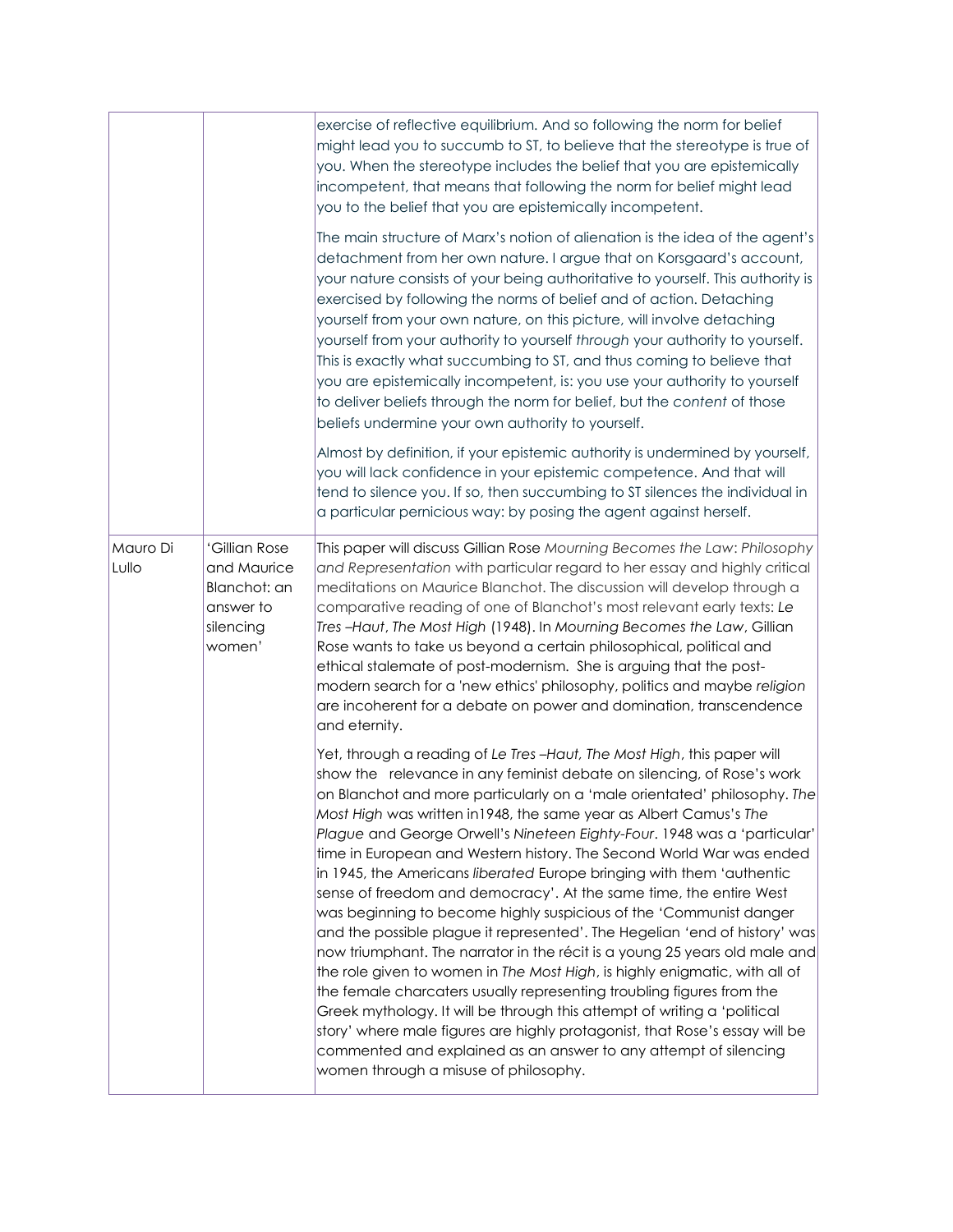| | | |
|---|---|---|
| | | exercise of reflective equilibrium. And so following the norm for belief might lead you to succumb to ST, to believe that the stereotype is true of you. When the stereotype includes the belief that you are epistemically incompetent, that means that following the norm for belief might lead you to the belief that you are epistemically incompetent.<br><br>The main structure of Marx's notion of alienation is the idea of the agent's detachment from her own nature. I argue that on Korsgaard's account, your nature consists of your being authoritative to yourself. This authority is exercised by following the norms of belief and of action. Detaching yourself from your own nature, on this picture, will involve detaching yourself from your authority to yourself *through* your authority to yourself. This is exactly what succumbing to ST, and thus coming to believe that you are epistemically incompetent, is: you use your authority to yourself to deliver beliefs through the norm for belief, but the *content* of those beliefs undermine your own authority to yourself.<br><br>Almost by definition, if your epistemic authority is undermined by yourself, you will lack confidence in your epistemic competence. And that will tend to silence you. If so, then succumbing to ST silences the individual in a particular pernicious way: by posing the agent against herself. |
| Mauro Di Lullo | 'Gillian Rose and Maurice Blanchot: an answer to silencing women' | This paper will discuss Gillian Rose *Mourning Becomes the Law*: *Philosophy and Representation* with particular regard to her essay and highly critical meditations on Maurice Blanchot. The discussion will develop through a comparative reading of one of Blanchot's most relevant early texts: *Le Tres –Haut*, *The Most High* (1948). In *Mourning Becomes the Law*, Gillian Rose wants to take us beyond a certain philosophical, political and ethical stalemate of post-modernism. She is arguing that the post-modern search for a 'new ethics' philosophy, politics and maybe *religion* are incoherent for a debate on power and domination, transcendence and eternity.<br><br>Yet, through a reading of *Le Tres –Haut, The Most High*, this paper will show the relevance in any feminist debate on silencing, of Rose's work on Blanchot and more particularly on a 'male orientated' philosophy. *The Most High* was written in1948, the same year as Albert Camus's *The Plague* and George Orwell's *Nineteen Eighty-Four*. 1948 was a 'particular' time in European and Western history. The Second World War was ended in 1945, the Americans *liberated* Europe bringing with them 'authentic sense of freedom and democracy'. At the same time, the entire West was beginning to become highly suspicious of the 'Communist danger and the possible plague it represented'. The Hegelian 'end of history' was now triumphant. The narrator in the récit is a young 25 years old male and the role given to women in *The Most High*, is highly enigmatic, with all of the female charcaters usually representing troubling figures from the Greek mythology. It will be through this attempt of writing a 'political story' where male figures are highly protagonist, that Rose's essay will be commented and explained as an answer to any attempt of silencing women through a misuse of philosophy. |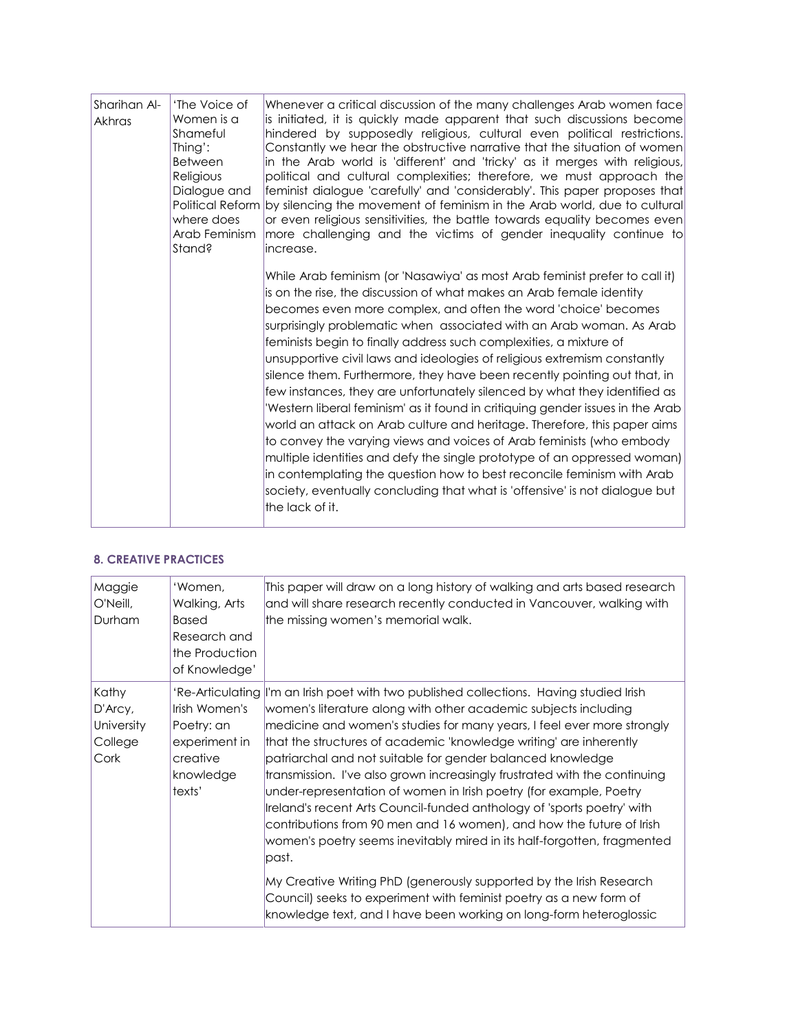| | | |
|---|---|---|
| Sharihan Al-Akhras | 'The Voice of Women is a Shameful Thing': Between Religious Dialogue and Political Reform where does Arab Feminism Stand? | Whenever a critical discussion of the many challenges Arab women face is initiated, it is quickly made apparent that such discussions become hindered by supposedly religious, cultural even political restrictions. Constantly we hear the obstructive narrative that the situation of women in the Arab world is 'different' and 'tricky' as it merges with religious, political and cultural complexities; therefore, we must approach the feminist dialogue 'carefully' and 'considerably'. This paper proposes that by silencing the movement of feminism in the Arab world, due to cultural or even religious sensitivities, the battle towards equality becomes even more challenging and the victims of gender inequality continue to increase.<br><br>While Arab feminism (or 'Nasawiya' as most Arab feminist prefer to call it) is on the rise, the discussion of what makes an Arab female identity becomes even more complex, and often the word 'choice' becomes surprisingly problematic when associated with an Arab woman. As Arab feminists begin to finally address such complexities, a mixture of unsupportive civil laws and ideologies of religious extremism constantly silence them. Furthermore, they have been recently pointing out that, in few instances, they are unfortunately silenced by what they identified as 'Western liberal feminism' as it found in critiquing gender issues in the Arab world an attack on Arab culture and heritage. Therefore, this paper aims to convey the varying views and voices of Arab feminists (who embody multiple identities and defy the single prototype of an oppressed woman) in contemplating the question how to best reconcile feminism with Arab society, eventually concluding that what is 'offensive' is not dialogue but the lack of it. |

#### 8. CREATIVE PRACTICES

| | | |
|---|---|---|
| Maggie O'Neill, Durham | 'Women, Walking, Arts Based Research and the Production of Knowledge' | This paper will draw on a long history of walking and arts based research and will share research recently conducted in Vancouver, walking with the missing women's memorial walk. |
| Kathy D'Arcy, University College Cork | 'Re-Articulating Irish Women's Poetry: an experiment in creative knowledge texts' | I'm an Irish poet with two published collections. Having studied Irish women's literature along with other academic subjects including medicine and women's studies for many years, I feel ever more strongly that the structures of academic 'knowledge writing' are inherently patriarchal and not suitable for gender balanced knowledge transmission. I've also grown increasingly frustrated with the continuing under-representation of women in Irish poetry (for example, Poetry Ireland's recent Arts Council-funded anthology of 'sports poetry' with contributions from 90 men and 16 women), and how the future of Irish women's poetry seems inevitably mired in its half-forgotten, fragmented past.<br><br>My Creative Writing PhD (generously supported by the Irish Research Council) seeks to experiment with feminist poetry as a new form of knowledge text, and I have been working on long-form heteroglossic |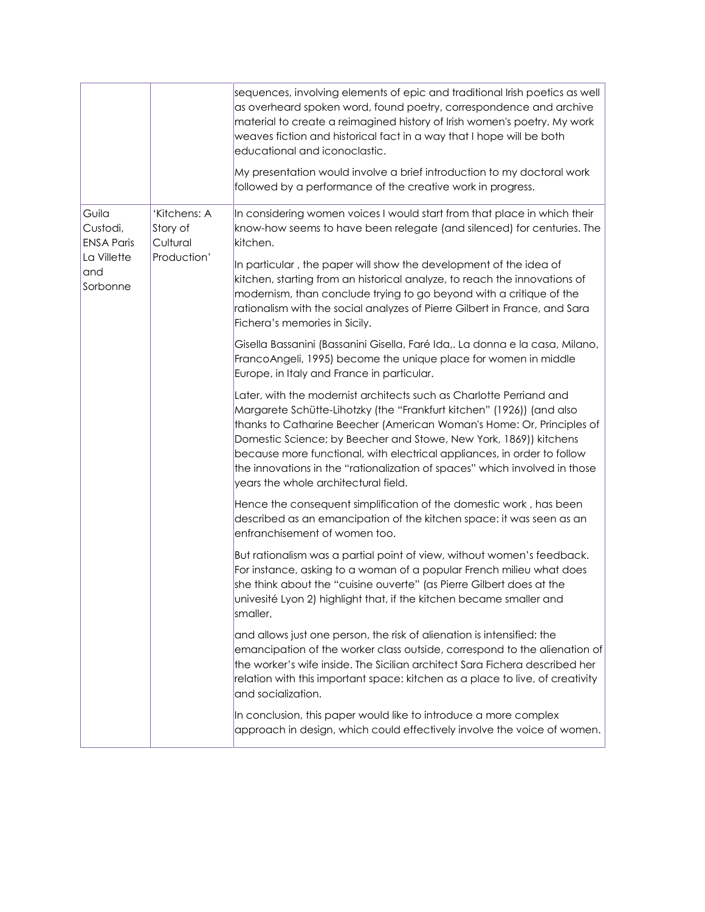| | | |
|---|---|---|
| | | sequences, involving elements of epic and traditional Irish poetics as well as overheard spoken word, found poetry, correspondence and archive material to create a reimagined history of Irish women's poetry. My work weaves fiction and historical fact in a way that I hope will be both educational and iconoclastic.<br><br>My presentation would involve a brief introduction to my doctoral work followed by a performance of the creative work in progress. |
| Guila Custodi, ENSA Paris La Villette and Sorbonne | 'Kitchens: A Story of Cultural Production' | In considering women voices I would start from that place in which their know-how seems to have been relegate (and silenced) for centuries. The kitchen.<br><br>In particular , the paper will show the development of the idea of kitchen, starting from an historical analyze, to reach the innovations of modernism, than conclude trying to go beyond with a critique of the rationalism with the social analyzes of Pierre Gilbert in France, and Sara Fichera's memories in Sicily.<br><br>Gisella Bassanini (Bassanini Gisella, Faré Ida,. La donna e la casa, Milano, FrancoAngeli, 1995) become the unique place for women in middle Europe, in Italy and France in particular.<br><br>Later, with the modernist architects such as Charlotte Perriand and Margarete Schütte-Lihotzky (the "Frankfurt kitchen" (1926)) (and also thanks to Catharine Beecher (American Woman's Home: Or, Principles of Domestic Science; by Beecher and Stowe, New York, 1869)) kitchens because more functional, with electrical appliances, in order to follow the innovations in the "rationalization of spaces" which involved in those years the whole architectural field.<br><br>Hence the consequent simplification of the domestic work , has been described as an emancipation of the kitchen space: it was seen as an enfranchisement of women too.<br><br>But rationalism was a partial point of view, without women's feedback. For instance, asking to a woman of a popular French milieu what does she think about the "cuisine ouverte" (as Pierre Gilbert does at the univesité Lyon 2) highlight that, if the kitchen became smaller and smaller,<br><br>and allows just one person, the risk of alienation is intensified: the emancipation of the worker class outside, correspond to the alienation of the worker's wife inside. The Sicilian architect Sara Fichera described her relation with this important space: kitchen as a place to live, of creativity and socialization.<br><br>In conclusion, this paper would like to introduce a more complex approach in design, which could effectively involve the voice of women. |